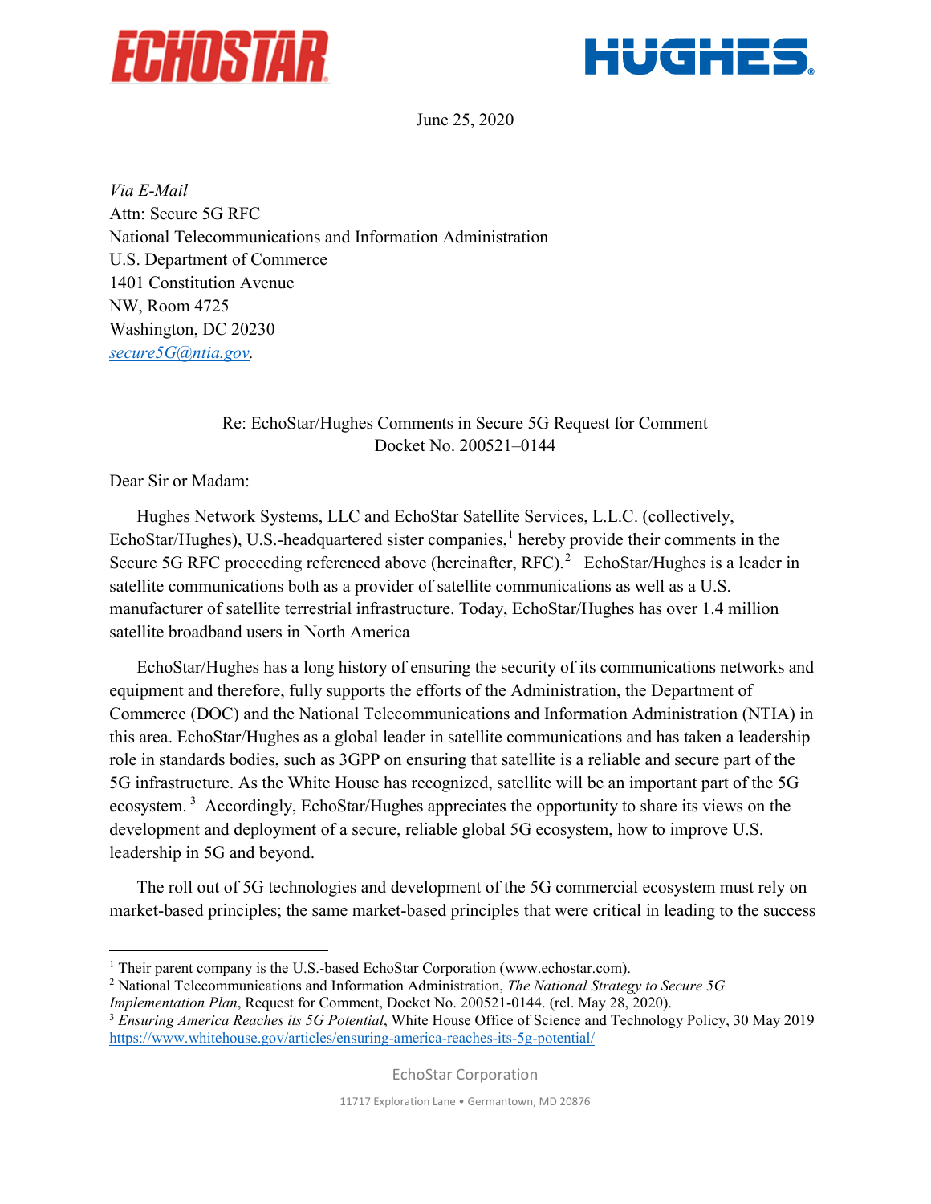ECHOSTAR

HUGHES

June 25, 2020

*Via E-Mail*
Attn: Secure 5G RFC
National Telecommunications and Information Administration
U.S. Department of Commerce
1401 Constitution Avenue
NW, Room 4725
Washington, DC 20230
secure5G@ntia.gov.

Re: EchoStar/Hughes Comments in Secure 5G Request for Comment
Docket No. 200521–0144

Dear Sir or Madam:

Hughes Network Systems, LLC and EchoStar Satellite Services, L.L.C. (collectively, EchoStar/Hughes), U.S.-headquartered sister companies,[1] hereby provide their comments in the Secure 5G RFC proceeding referenced above (hereinafter, RFC).[2] EchoStar/Hughes is a leader in satellite communications both as a provider of satellite communications as well as a U.S. manufacturer of satellite terrestrial infrastructure. Today, EchoStar/Hughes has over 1.4 million satellite broadband users in North America

EchoStar/Hughes has a long history of ensuring the security of its communications networks and equipment and therefore, fully supports the efforts of the Administration, the Department of Commerce (DOC) and the National Telecommunications and Information Administration (NTIA) in this area. EchoStar/Hughes as a global leader in satellite communications and has taken a leadership role in standards bodies, such as 3GPP on ensuring that satellite is a reliable and secure part of the 5G infrastructure. As the White House has recognized, satellite will be an important part of the 5G ecosystem.[3] Accordingly, EchoStar/Hughes appreciates the opportunity to share its views on the development and deployment of a secure, reliable global 5G ecosystem, how to improve U.S. leadership in 5G and beyond.

The roll out of 5G technologies and development of the 5G commercial ecosystem must rely on market-based principles; the same market-based principles that were critical in leading to the success

---

[1] Their parent company is the U.S.-based EchoStar Corporation (www.echostar.com).

[2] National Telecommunications and Information Administration, *The National Strategy to Secure 5G Implementation Plan*, Request for Comment, Docket No. 200521-0144. (rel. May 28, 2020).

[3] *Ensuring America Reaches its 5G Potential*, White House Office of Science and Technology Policy, 30 May 2019 https://www.whitehouse.gov/articles/ensuring-america-reaches-its-5g-potential/

EchoStar Corporation

11717 Exploration Lane • Germantown, MD 20876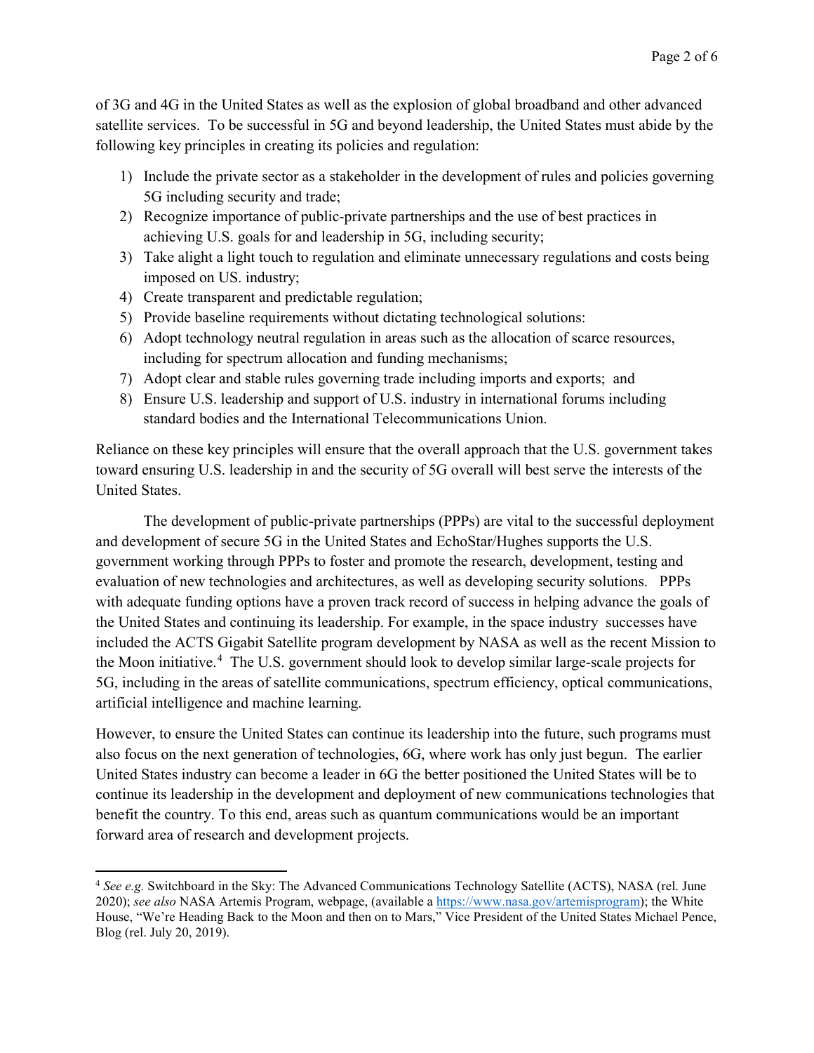of 3G and 4G in the United States as well as the explosion of global broadband and other advanced satellite services. To be successful in 5G and beyond leadership, the United States must abide by the following key principles in creating its policies and regulation:

1) Include the private sector as a stakeholder in the development of rules and policies governing 5G including security and trade;
2) Recognize importance of public-private partnerships and the use of best practices in achieving U.S. goals for and leadership in 5G, including security;
3) Take alight a light touch to regulation and eliminate unnecessary regulations and costs being imposed on US. industry;
4) Create transparent and predictable regulation;
5) Provide baseline requirements without dictating technological solutions:
6) Adopt technology neutral regulation in areas such as the allocation of scarce resources, including for spectrum allocation and funding mechanisms;
7) Adopt clear and stable rules governing trade including imports and exports; and
8) Ensure U.S. leadership and support of U.S. industry in international forums including standard bodies and the International Telecommunications Union.

Reliance on these key principles will ensure that the overall approach that the U.S. government takes toward ensuring U.S. leadership in and the security of 5G overall will best serve the interests of the United States.

The development of public-private partnerships (PPPs) are vital to the successful deployment and development of secure 5G in the United States and EchoStar/Hughes supports the U.S. government working through PPPs to foster and promote the research, development, testing and evaluation of new technologies and architectures, as well as developing security solutions. PPPs with adequate funding options have a proven track record of success in helping advance the goals of the United States and continuing its leadership. For example, in the space industry successes have included the ACTS Gigabit Satellite program development by NASA as well as the recent Mission to the Moon initiative.[4] The U.S. government should look to develop similar large-scale projects for 5G, including in the areas of satellite communications, spectrum efficiency, optical communications, artificial intelligence and machine learning.

However, to ensure the United States can continue its leadership into the future, such programs must also focus on the next generation of technologies, 6G, where work has only just begun. The earlier United States industry can become a leader in 6G the better positioned the United States will be to continue its leadership in the development and deployment of new communications technologies that benefit the country. To this end, areas such as quantum communications would be an important forward area of research and development projects.

[4] *See e.g.* Switchboard in the Sky: The Advanced Communications Technology Satellite (ACTS), NASA (rel. June 2020); *see also* NASA Artemis Program, webpage, (available a https://www.nasa.gov/artemisprogram); the White House, "We're Heading Back to the Moon and then on to Mars," Vice President of the United States Michael Pence, Blog (rel. July 20, 2019).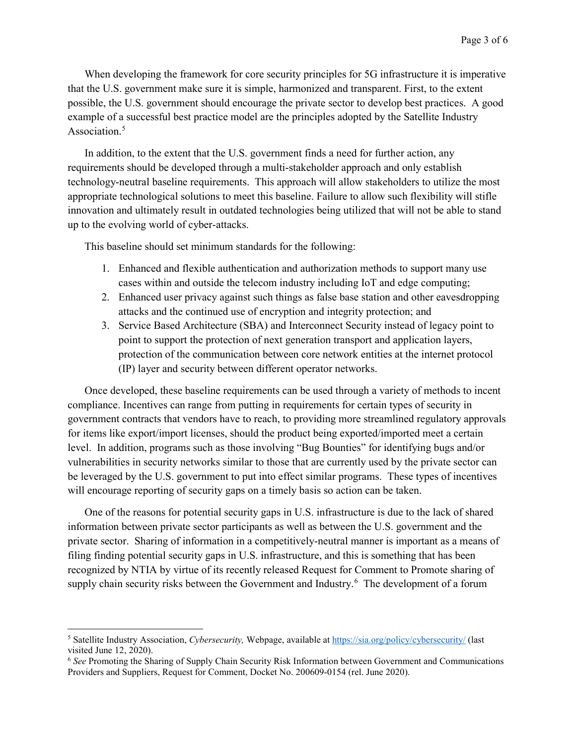When developing the framework for core security principles for 5G infrastructure it is imperative that the U.S. government make sure it is simple, harmonized and transparent. First, to the extent possible, the U.S. government should encourage the private sector to develop best practices. A good example of a successful best practice model are the principles adopted by the Satellite Industry Association.[5]

In addition, to the extent that the U.S. government finds a need for further action, any requirements should be developed through a multi-stakeholder approach and only establish technology-neutral baseline requirements. This approach will allow stakeholders to utilize the most appropriate technological solutions to meet this baseline. Failure to allow such flexibility will stifle innovation and ultimately result in outdated technologies being utilized that will not be able to stand up to the evolving world of cyber-attacks.

This baseline should set minimum standards for the following:

1. Enhanced and flexible authentication and authorization methods to support many use cases within and outside the telecom industry including IoT and edge computing;
2. Enhanced user privacy against such things as false base station and other eavesdropping attacks and the continued use of encryption and integrity protection; and
3. Service Based Architecture (SBA) and Interconnect Security instead of legacy point to point to support the protection of next generation transport and application layers, protection of the communication between core network entities at the internet protocol (IP) layer and security between different operator networks.

Once developed, these baseline requirements can be used through a variety of methods to incent compliance. Incentives can range from putting in requirements for certain types of security in government contracts that vendors have to reach, to providing more streamlined regulatory approvals for items like export/import licenses, should the product being exported/imported meet a certain level. In addition, programs such as those involving "Bug Bounties" for identifying bugs and/or vulnerabilities in security networks similar to those that are currently used by the private sector can be leveraged by the U.S. government to put into effect similar programs. These types of incentives will encourage reporting of security gaps on a timely basis so action can be taken.

One of the reasons for potential security gaps in U.S. infrastructure is due to the lack of shared information between private sector participants as well as between the U.S. government and the private sector. Sharing of information in a competitively-neutral manner is important as a means of filing finding potential security gaps in U.S. infrastructure, and this is something that has been recognized by NTIA by virtue of its recently released Request for Comment to Promote sharing of supply chain security risks between the Government and Industry.[6] The development of a forum

---

[5] Satellite Industry Association, *Cybersecurity,* Webpage, available at https://sia.org/policy/cybersecurity/ (last visited June 12, 2020).

[6] *See* Promoting the Sharing of Supply Chain Security Risk Information between Government and Communications Providers and Suppliers, Request for Comment, Docket No. 200609-0154 (rel. June 2020).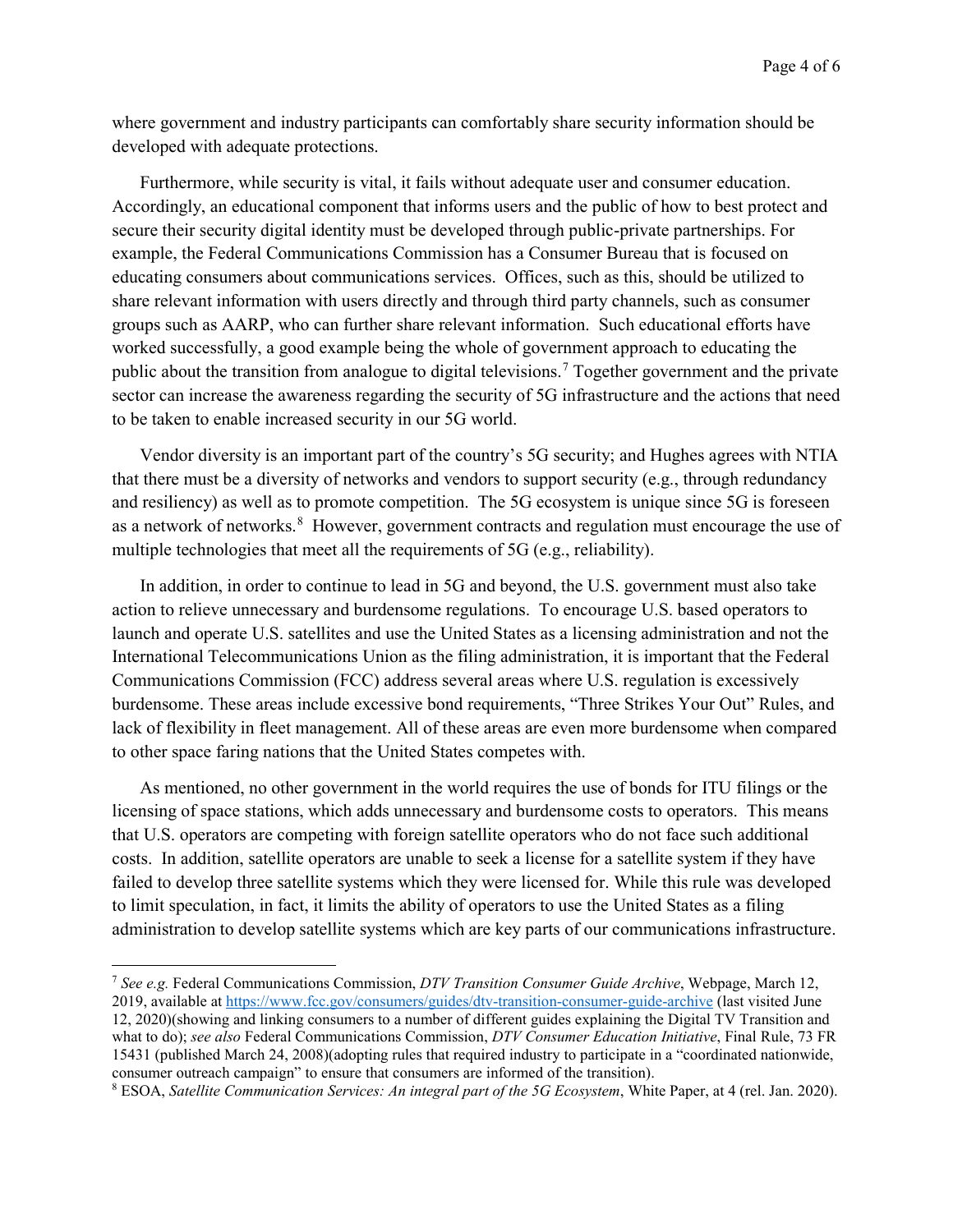where government and industry participants can comfortably share security information should be developed with adequate protections.

Furthermore, while security is vital, it fails without adequate user and consumer education. Accordingly, an educational component that informs users and the public of how to best protect and secure their security digital identity must be developed through public-private partnerships. For example, the Federal Communications Commission has a Consumer Bureau that is focused on educating consumers about communications services. Offices, such as this, should be utilized to share relevant information with users directly and through third party channels, such as consumer groups such as AARP, who can further share relevant information. Such educational efforts have worked successfully, a good example being the whole of government approach to educating the public about the transition from analogue to digital televisions.[7] Together government and the private sector can increase the awareness regarding the security of 5G infrastructure and the actions that need to be taken to enable increased security in our 5G world.

Vendor diversity is an important part of the country's 5G security; and Hughes agrees with NTIA that there must be a diversity of networks and vendors to support security (e.g., through redundancy and resiliency) as well as to promote competition. The 5G ecosystem is unique since 5G is foreseen as a network of networks.[8] However, government contracts and regulation must encourage the use of multiple technologies that meet all the requirements of 5G (e.g., reliability).

In addition, in order to continue to lead in 5G and beyond, the U.S. government must also take action to relieve unnecessary and burdensome regulations. To encourage U.S. based operators to launch and operate U.S. satellites and use the United States as a licensing administration and not the International Telecommunications Union as the filing administration, it is important that the Federal Communications Commission (FCC) address several areas where U.S. regulation is excessively burdensome. These areas include excessive bond requirements, "Three Strikes Your Out" Rules, and lack of flexibility in fleet management. All of these areas are even more burdensome when compared to other space faring nations that the United States competes with.

As mentioned, no other government in the world requires the use of bonds for ITU filings or the licensing of space stations, which adds unnecessary and burdensome costs to operators. This means that U.S. operators are competing with foreign satellite operators who do not face such additional costs. In addition, satellite operators are unable to seek a license for a satellite system if they have failed to develop three satellite systems which they were licensed for. While this rule was developed to limit speculation, in fact, it limits the ability of operators to use the United States as a filing administration to develop satellite systems which are key parts of our communications infrastructure.

---

[7] *See e.g.* Federal Communications Commission, *DTV Transition Consumer Guide Archive*, Webpage, March 12, 2019, available at https://www.fcc.gov/consumers/guides/dtv-transition-consumer-guide-archive (last visited June 12, 2020)(showing and linking consumers to a number of different guides explaining the Digital TV Transition and what to do); *see also* Federal Communications Commission, *DTV Consumer Education Initiative*, Final Rule, 73 FR 15431 (published March 24, 2008)(adopting rules that required industry to participate in a "coordinated nationwide, consumer outreach campaign" to ensure that consumers are informed of the transition).

[8] ESOA, *Satellite Communication Services: An integral part of the 5G Ecosystem*, White Paper, at 4 (rel. Jan. 2020).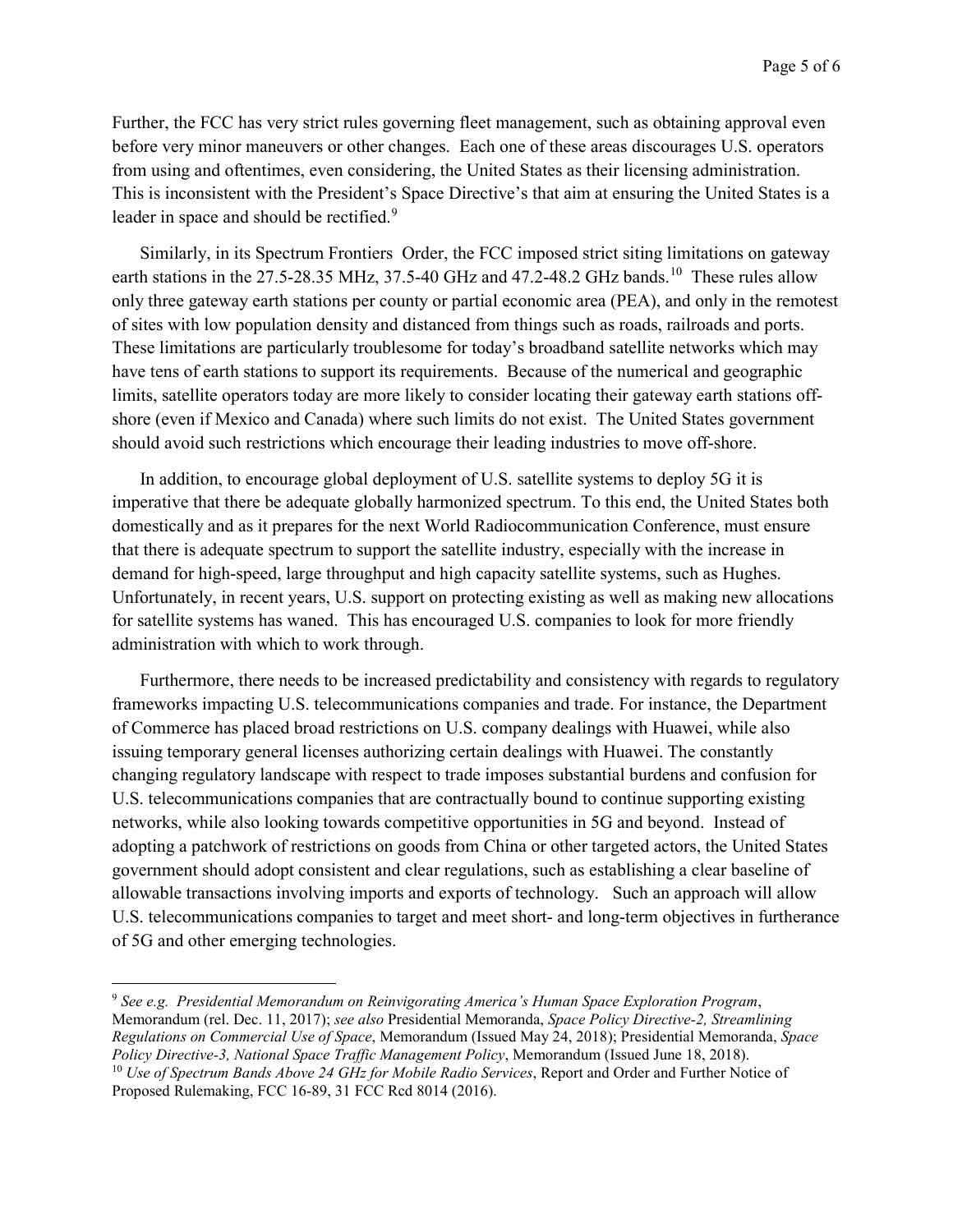Further, the FCC has very strict rules governing fleet management, such as obtaining approval even before very minor maneuvers or other changes. Each one of these areas discourages U.S. operators from using and oftentimes, even considering, the United States as their licensing administration. This is inconsistent with the President's Space Directive's that aim at ensuring the United States is a leader in space and should be rectified.[9]

Similarly, in its Spectrum Frontiers Order, the FCC imposed strict siting limitations on gateway earth stations in the 27.5-28.35 MHz, 37.5-40 GHz and 47.2-48.2 GHz bands.[10] These rules allow only three gateway earth stations per county or partial economic area (PEA), and only in the remotest of sites with low population density and distanced from things such as roads, railroads and ports. These limitations are particularly troublesome for today's broadband satellite networks which may have tens of earth stations to support its requirements. Because of the numerical and geographic limits, satellite operators today are more likely to consider locating their gateway earth stations off-shore (even if Mexico and Canada) where such limits do not exist. The United States government should avoid such restrictions which encourage their leading industries to move off-shore.

In addition, to encourage global deployment of U.S. satellite systems to deploy 5G it is imperative that there be adequate globally harmonized spectrum. To this end, the United States both domestically and as it prepares for the next World Radiocommunication Conference, must ensure that there is adequate spectrum to support the satellite industry, especially with the increase in demand for high-speed, large throughput and high capacity satellite systems, such as Hughes. Unfortunately, in recent years, U.S. support on protecting existing as well as making new allocations for satellite systems has waned. This has encouraged U.S. companies to look for more friendly administration with which to work through.

Furthermore, there needs to be increased predictability and consistency with regards to regulatory frameworks impacting U.S. telecommunications companies and trade. For instance, the Department of Commerce has placed broad restrictions on U.S. company dealings with Huawei, while also issuing temporary general licenses authorizing certain dealings with Huawei. The constantly changing regulatory landscape with respect to trade imposes substantial burdens and confusion for U.S. telecommunications companies that are contractually bound to continue supporting existing networks, while also looking towards competitive opportunities in 5G and beyond. Instead of adopting a patchwork of restrictions on goods from China or other targeted actors, the United States government should adopt consistent and clear regulations, such as establishing a clear baseline of allowable transactions involving imports and exports of technology. Such an approach will allow U.S. telecommunications companies to target and meet short- and long-term objectives in furtherance of 5G and other emerging technologies.

---

[9] *See e.g. Presidential Memorandum on Reinvigorating America's Human Space Exploration Program*, Memorandum (rel. Dec. 11, 2017); *see also* Presidential Memoranda, *Space Policy Directive-2, Streamlining Regulations on Commercial Use of Space*, Memorandum (Issued May 24, 2018); Presidential Memoranda, *Space Policy Directive-3, National Space Traffic Management Policy*, Memorandum (Issued June 18, 2018).

[10] *Use of Spectrum Bands Above 24 GHz for Mobile Radio Services*, Report and Order and Further Notice of Proposed Rulemaking, FCC 16-89, 31 FCC Rcd 8014 (2016).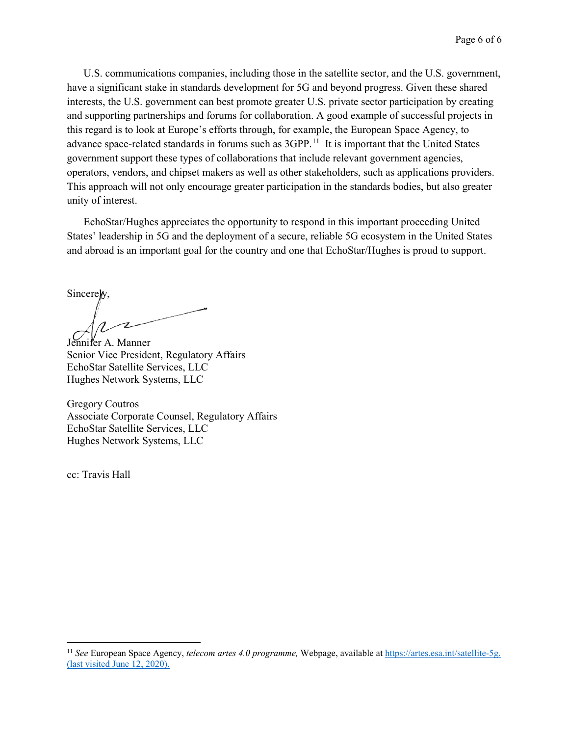U.S. communications companies, including those in the satellite sector, and the U.S. government, have a significant stake in standards development for 5G and beyond progress. Given these shared interests, the U.S. government can best promote greater U.S. private sector participation by creating and supporting partnerships and forums for collaboration. A good example of successful projects in this regard is to look at Europe's efforts through, for example, the European Space Agency, to advance space-related standards in forums such as 3GPP.[11] It is important that the United States government support these types of collaborations that include relevant government agencies, operators, vendors, and chipset makers as well as other stakeholders, such as applications providers. This approach will not only encourage greater participation in the standards bodies, but also greater unity of interest.

EchoStar/Hughes appreciates the opportunity to respond in this important proceeding United States' leadership in 5G and the deployment of a secure, reliable 5G ecosystem in the United States and abroad is an important goal for the country and one that EchoStar/Hughes is proud to support.

Sincerely,

Jennifer A. Manner
Senior Vice President, Regulatory Affairs
EchoStar Satellite Services, LLC
Hughes Network Systems, LLC

Gregory Coutros
Associate Corporate Counsel, Regulatory Affairs
EchoStar Satellite Services, LLC
Hughes Network Systems, LLC

cc: Travis Hall

---

[11] *See* European Space Agency, *telecom artes 4.0 programme,* Webpage, available at https://artes.esa.int/satellite-5g. (last visited June 12, 2020).